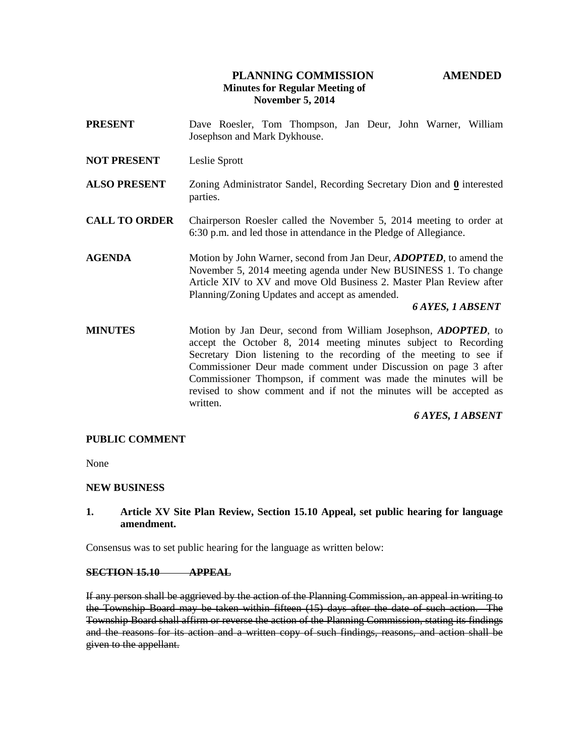**PLANNING COMMISSION AMENDED**
**Minutes for Regular Meeting of**
**November 5, 2014**

**PRESENT** Dave Roesler, Tom Thompson, Jan Deur, John Warner, William Josephson and Mark Dykhouse.

**NOT PRESENT** Leslie Sprott

**ALSO PRESENT** Zoning Administrator Sandel, Recording Secretary Dion and **0** interested parties.

**CALL TO ORDER** Chairperson Roesler called the November 5, 2014 meeting to order at 6:30 p.m. and led those in attendance in the Pledge of Allegiance.

**AGENDA** Motion by John Warner, second from Jan Deur, ***ADOPTED***, to amend the November 5, 2014 meeting agenda under New BUSINESS 1. To change Article XIV to XV and move Old Business 2. Master Plan Review after Planning/Zoning Updates and accept as amended.

***6 AYES, 1 ABSENT***

**MINUTES** Motion by Jan Deur, second from William Josephson, ***ADOPTED***, to accept the October 8, 2014 meeting minutes subject to Recording Secretary Dion listening to the recording of the meeting to see if Commissioner Deur made comment under Discussion on page 3 after Commissioner Thompson, if comment was made the minutes will be revised to show comment and if not the minutes will be accepted as written.

***6 AYES, 1 ABSENT***

**PUBLIC COMMENT**

None

**NEW BUSINESS**

**1. Article XV Site Plan Review, Section 15.10 Appeal, set public hearing for language amendment.**

Consensus was to set public hearing for the language as written below:

~~**SECTION 15.10 APPEAL**~~

~~If any person shall be aggrieved by the action of the Planning Commission, an appeal in writing to the Township Board may be taken within fifteen (15) days after the date of such action. The Township Board shall affirm or reverse the action of the Planning Commission, stating its findings and the reasons for its action and a written copy of such findings, reasons, and action shall be given to the appellant.~~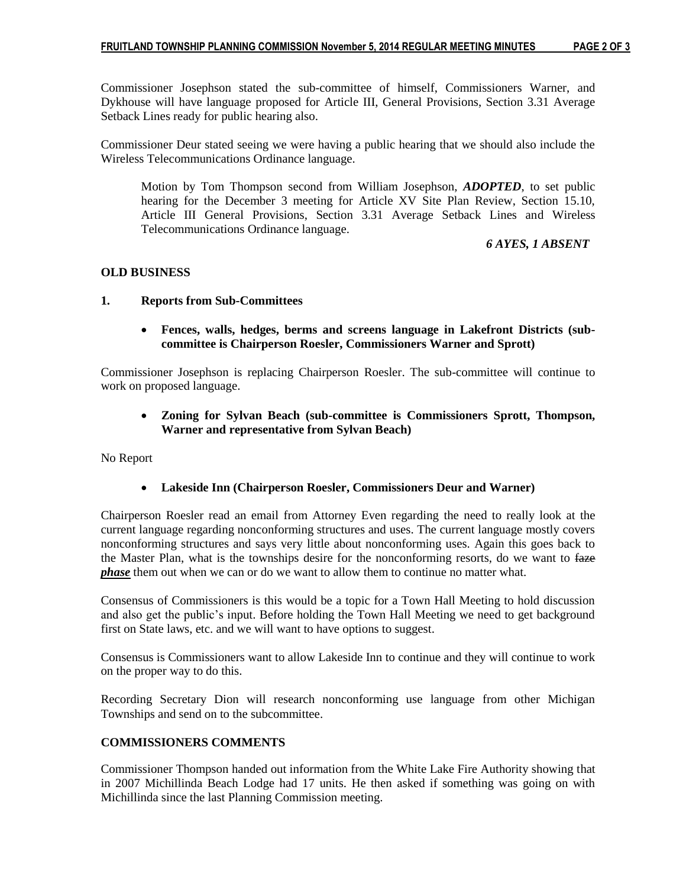Commissioner Josephson stated the sub-committee of himself, Commissioners Warner, and Dykhouse will have language proposed for Article III, General Provisions, Section 3.31 Average Setback Lines ready for public hearing also.

Commissioner Deur stated seeing we were having a public hearing that we should also include the Wireless Telecommunications Ordinance language.

> Motion by Tom Thompson second from William Josephson, ***ADOPTED***, to set public hearing for the December 3 meeting for Article XV Site Plan Review, Section 15.10, Article III General Provisions, Section 3.31 Average Setback Lines and Wireless Telecommunications Ordinance language.
>
> ***6 AYES, 1 ABSENT***

## OLD BUSINESS

### 1. Reports from Sub-Committees

- **Fences, walls, hedges, berms and screens language in Lakefront Districts (sub-committee is Chairperson Roesler, Commissioners Warner and Sprott)**

Commissioner Josephson is replacing Chairperson Roesler. The sub-committee will continue to work on proposed language.

- **Zoning for Sylvan Beach (sub-committee is Commissioners Sprott, Thompson, Warner and representative from Sylvan Beach)**

No Report

- **Lakeside Inn (Chairperson Roesler, Commissioners Deur and Warner)**

Chairperson Roesler read an email from Attorney Even regarding the need to really look at the current language regarding nonconforming structures and uses. The current language mostly covers nonconforming structures and says very little about nonconforming uses. Again this goes back to the Master Plan, what is the townships desire for the nonconforming resorts, do we want to ~~faze~~ ***phase*** them out when we can or do we want to allow them to continue no matter what.

Consensus of Commissioners is this would be a topic for a Town Hall Meeting to hold discussion and also get the public's input. Before holding the Town Hall Meeting we need to get background first on State laws, etc. and we will want to have options to suggest.

Consensus is Commissioners want to allow Lakeside Inn to continue and they will continue to work on the proper way to do this.

Recording Secretary Dion will research nonconforming use language from other Michigan Townships and send on to the subcommittee.

## COMMISSIONERS COMMENTS

Commissioner Thompson handed out information from the White Lake Fire Authority showing that in 2007 Michillinda Beach Lodge had 17 units. He then asked if something was going on with Michillinda since the last Planning Commission meeting.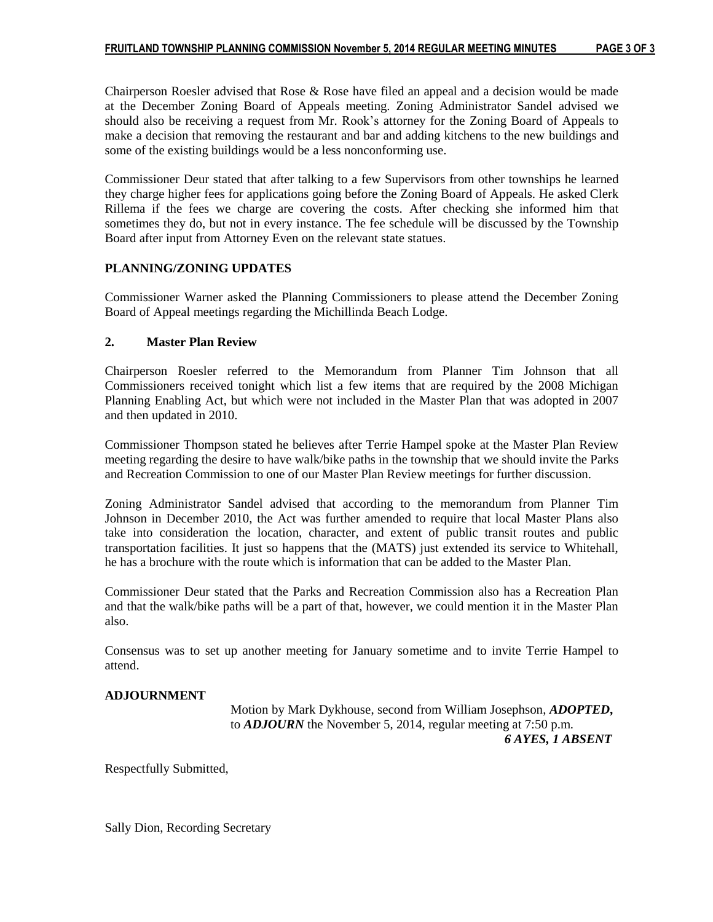Chairperson Roesler advised that Rose & Rose have filed an appeal and a decision would be made at the December Zoning Board of Appeals meeting. Zoning Administrator Sandel advised we should also be receiving a request from Mr. Rook's attorney for the Zoning Board of Appeals to make a decision that removing the restaurant and bar and adding kitchens to the new buildings and some of the existing buildings would be a less nonconforming use.

Commissioner Deur stated that after talking to a few Supervisors from other townships he learned they charge higher fees for applications going before the Zoning Board of Appeals. He asked Clerk Rillema if the fees we charge are covering the costs. After checking she informed him that sometimes they do, but not in every instance. The fee schedule will be discussed by the Township Board after input from Attorney Even on the relevant state statues.

**PLANNING/ZONING UPDATES**

Commissioner Warner asked the Planning Commissioners to please attend the December Zoning Board of Appeal meetings regarding the Michillinda Beach Lodge.

**2. Master Plan Review**

Chairperson Roesler referred to the Memorandum from Planner Tim Johnson that all Commissioners received tonight which list a few items that are required by the 2008 Michigan Planning Enabling Act, but which were not included in the Master Plan that was adopted in 2007 and then updated in 2010.

Commissioner Thompson stated he believes after Terrie Hampel spoke at the Master Plan Review meeting regarding the desire to have walk/bike paths in the township that we should invite the Parks and Recreation Commission to one of our Master Plan Review meetings for further discussion.

Zoning Administrator Sandel advised that according to the memorandum from Planner Tim Johnson in December 2010, the Act was further amended to require that local Master Plans also take into consideration the location, character, and extent of public transit routes and public transportation facilities. It just so happens that the (MATS) just extended its service to Whitehall, he has a brochure with the route which is information that can be added to the Master Plan.

Commissioner Deur stated that the Parks and Recreation Commission also has a Recreation Plan and that the walk/bike paths will be a part of that, however, we could mention it in the Master Plan also.

Consensus was to set up another meeting for January sometime and to invite Terrie Hampel to attend.

**ADJOURNMENT**

Motion by Mark Dykhouse, second from William Josephson, ***ADOPTED,*** to ***ADJOURN*** the November 5, 2014, regular meeting at 7:50 p.m.

***6 AYES, 1 ABSENT***

Respectfully Submitted,

Sally Dion, Recording Secretary